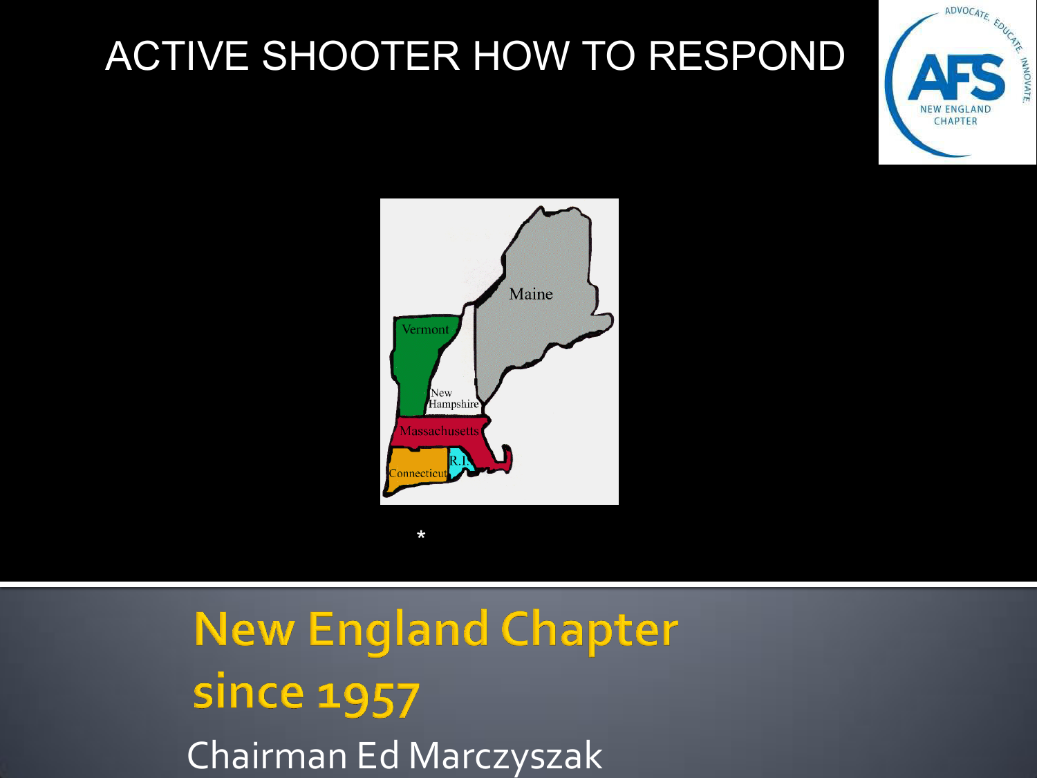# ACTIVE SHOOTER HOW TO RESPOND

ADVOCATE. EDUCATE. INNOVATE.
AFS
NEW ENGLAND CHAPTER

Maine
Vermont
New Hampshire
Massachusetts
R.I.
Connecticut

*

## New England Chapter since 1957

Chairman Ed Marczyszak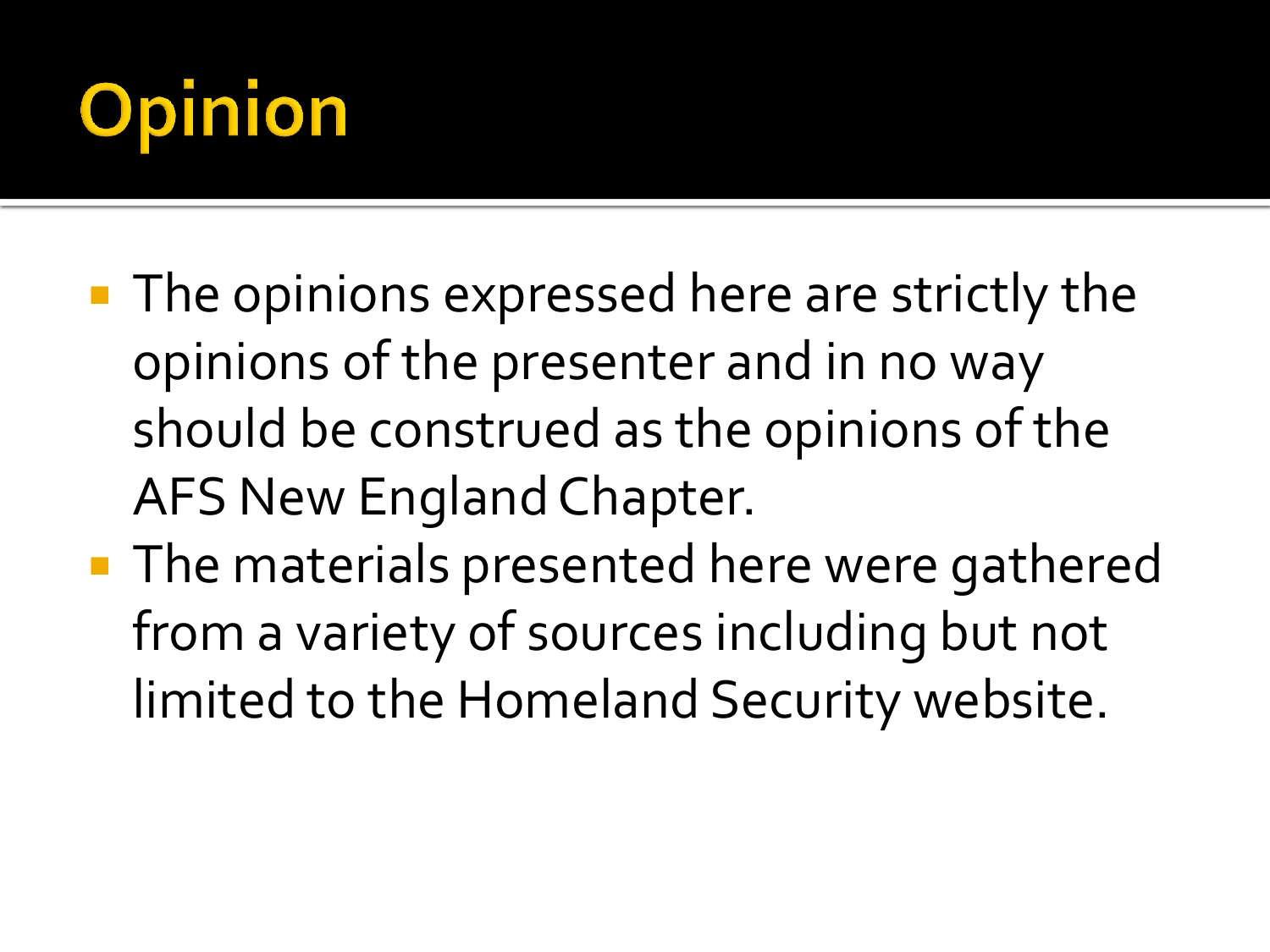# Opinion

- The opinions expressed here are strictly the opinions of the presenter and in no way should be construed as the opinions of the AFS New England Chapter.
- The materials presented here were gathered from a variety of sources including but not limited to the Homeland Security website.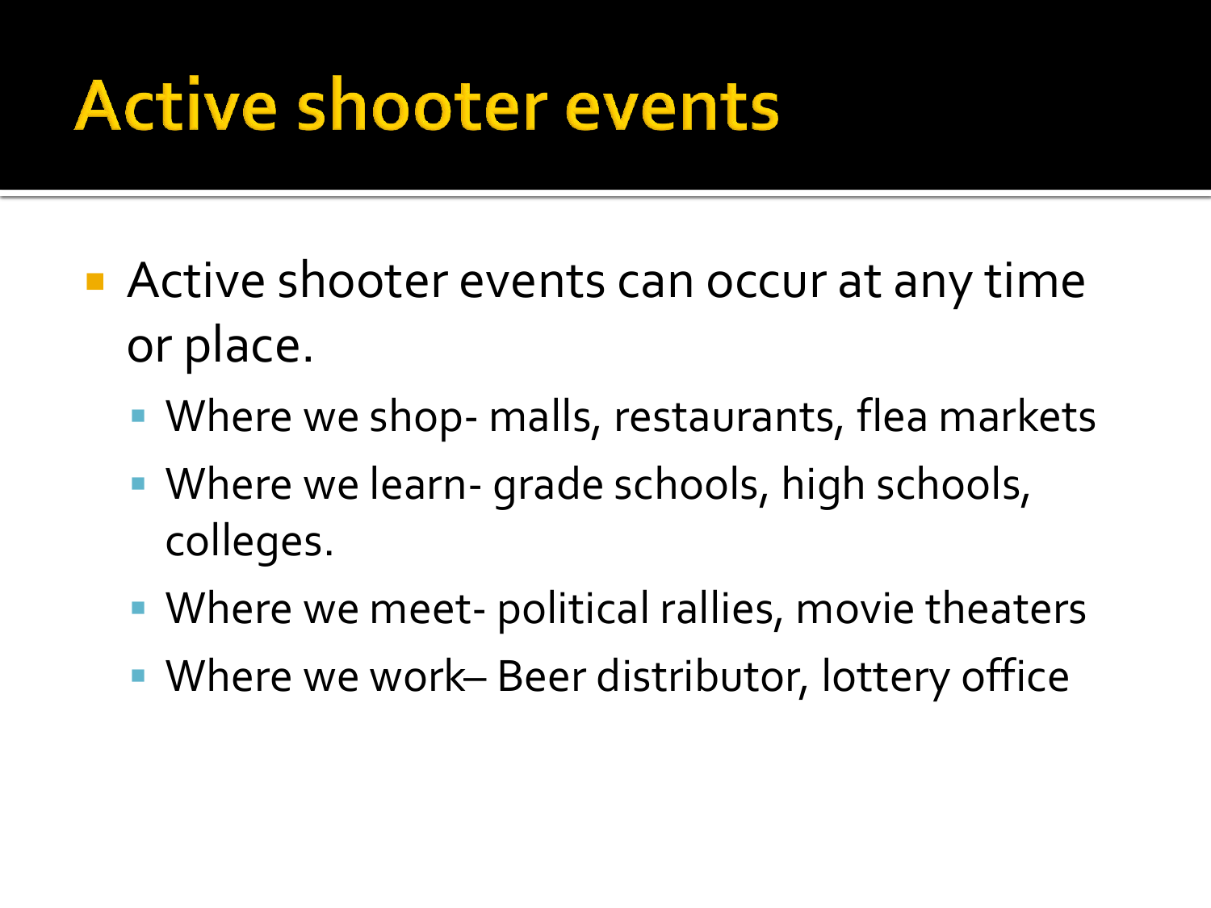# Active shooter events

- Active shooter events can occur at any time or place.
  - Where we shop- malls, restaurants, flea markets
  - Where we learn- grade schools, high schools, colleges.
  - Where we meet- political rallies, movie theaters
  - Where we work– Beer distributor, lottery office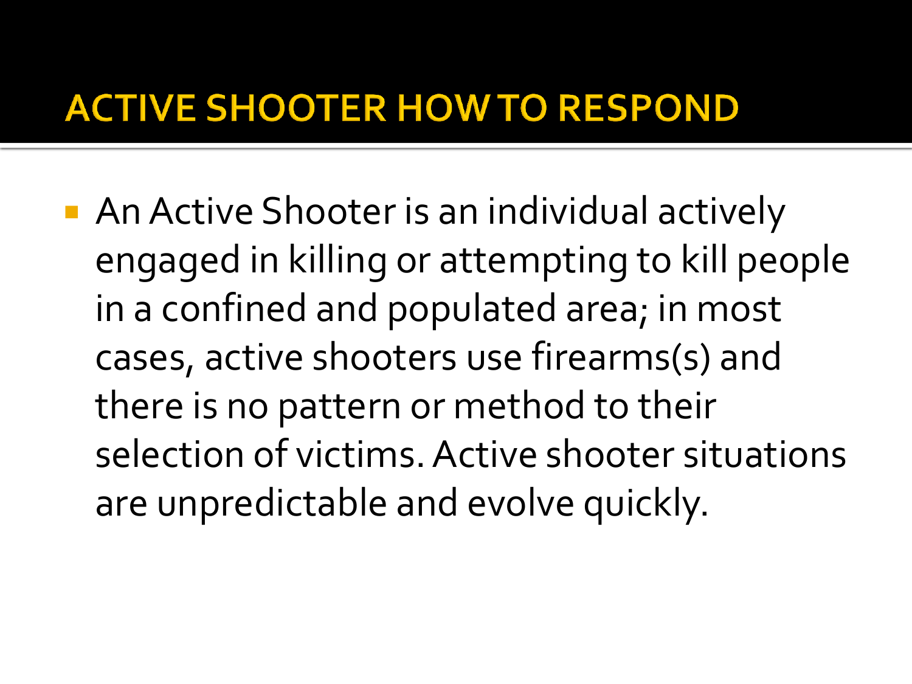# ACTIVE SHOOTER HOW TO RESPOND

- An Active Shooter is an individual actively engaged in killing or attempting to kill people in a confined and populated area; in most cases, active shooters use firearms(s) and there is no pattern or method to their selection of victims. Active shooter situations are unpredictable and evolve quickly.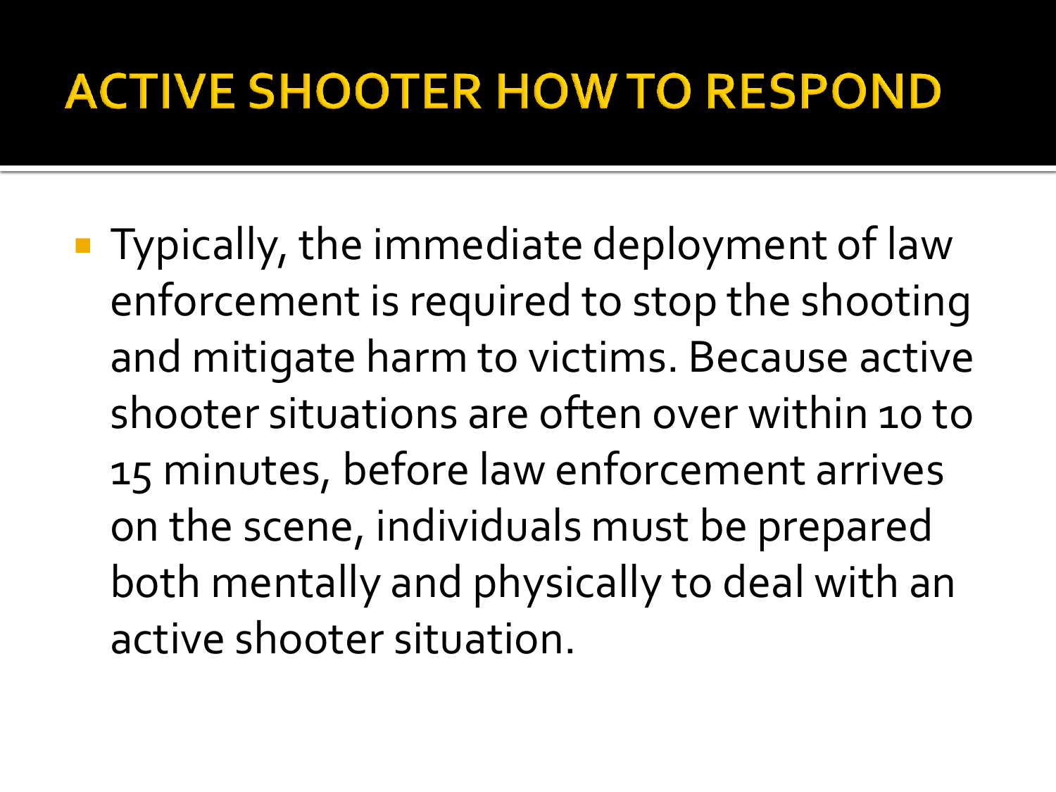# ACTIVE SHOOTER HOW TO RESPOND

- Typically, the immediate deployment of law enforcement is required to stop the shooting and mitigate harm to victims. Because active shooter situations are often over within 10 to 15 minutes, before law enforcement arrives on the scene, individuals must be prepared both mentally and physically to deal with an active shooter situation.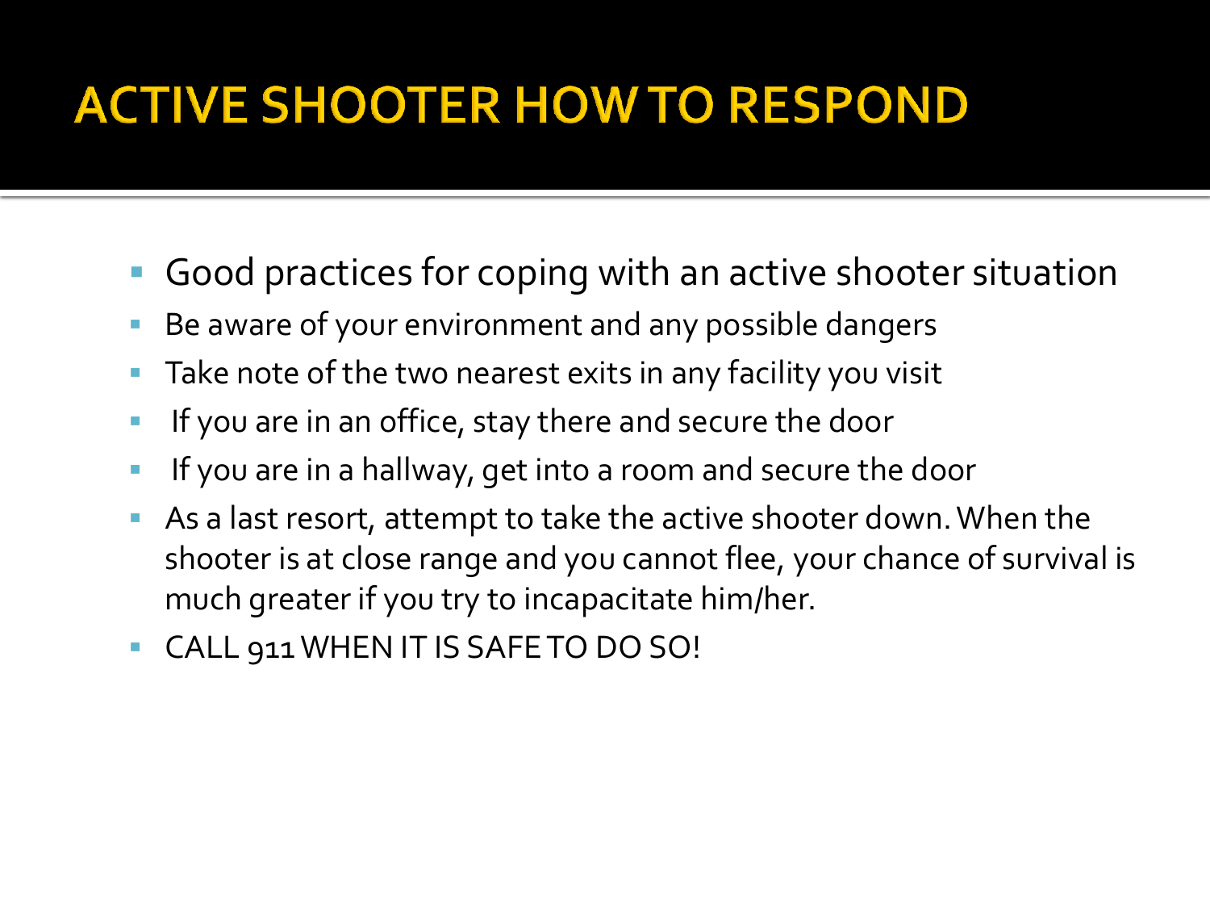# ACTIVE SHOOTER HOW TO RESPOND

- Good practices for coping with an active shooter situation
- Be aware of your environment and any possible dangers
- Take note of the two nearest exits in any facility you visit
- If you are in an office, stay there and secure the door
- If you are in a hallway, get into a room and secure the door
- As a last resort, attempt to take the active shooter down. When the shooter is at close range and you cannot flee, your chance of survival is much greater if you try to incapacitate him/her.
- CALL 911 WHEN IT IS SAFE TO DO SO!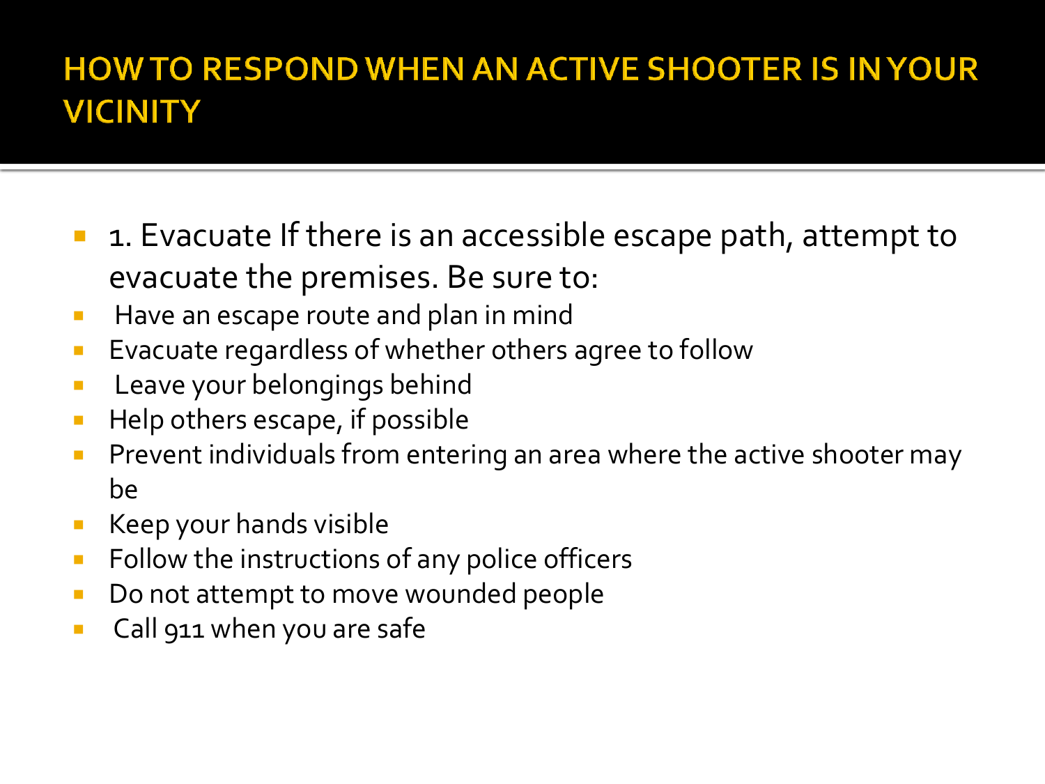# HOW TO RESPOND WHEN AN ACTIVE SHOOTER IS IN YOUR VICINITY

- 1. Evacuate If there is an accessible escape path, attempt to evacuate the premises. Be sure to:
- Have an escape route and plan in mind
- Evacuate regardless of whether others agree to follow
- Leave your belongings behind
- Help others escape, if possible
- Prevent individuals from entering an area where the active shooter may be
- Keep your hands visible
- Follow the instructions of any police officers
- Do not attempt to move wounded people
- Call 911 when you are safe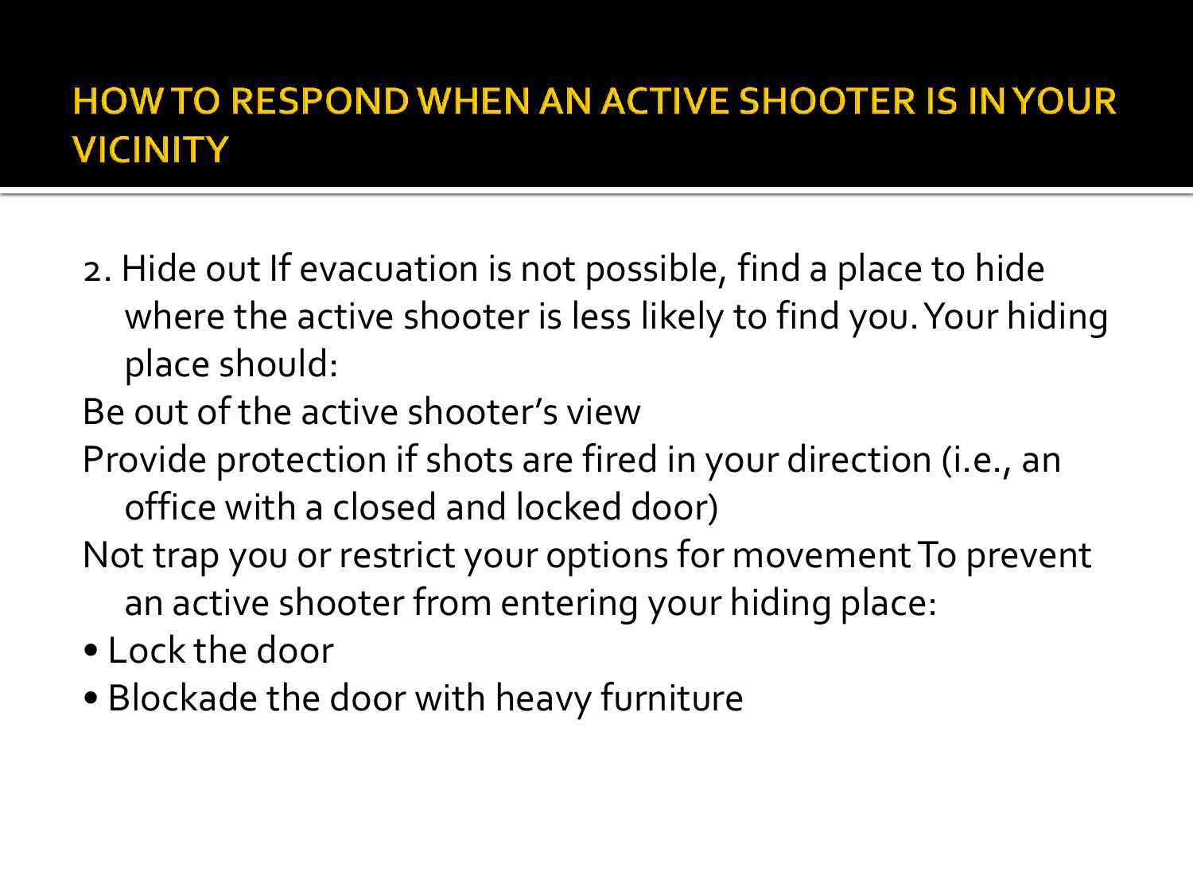## HOW TO RESPOND WHEN AN ACTIVE SHOOTER IS IN YOUR VICINITY

2. Hide out If evacuation is not possible, find a place to hide where the active shooter is less likely to find you. Your hiding place should:

Be out of the active shooter's view

Provide protection if shots are fired in your direction (i.e., an office with a closed and locked door)

Not trap you or restrict your options for movement To prevent an active shooter from entering your hiding place:

- Lock the door
- Blockade the door with heavy furniture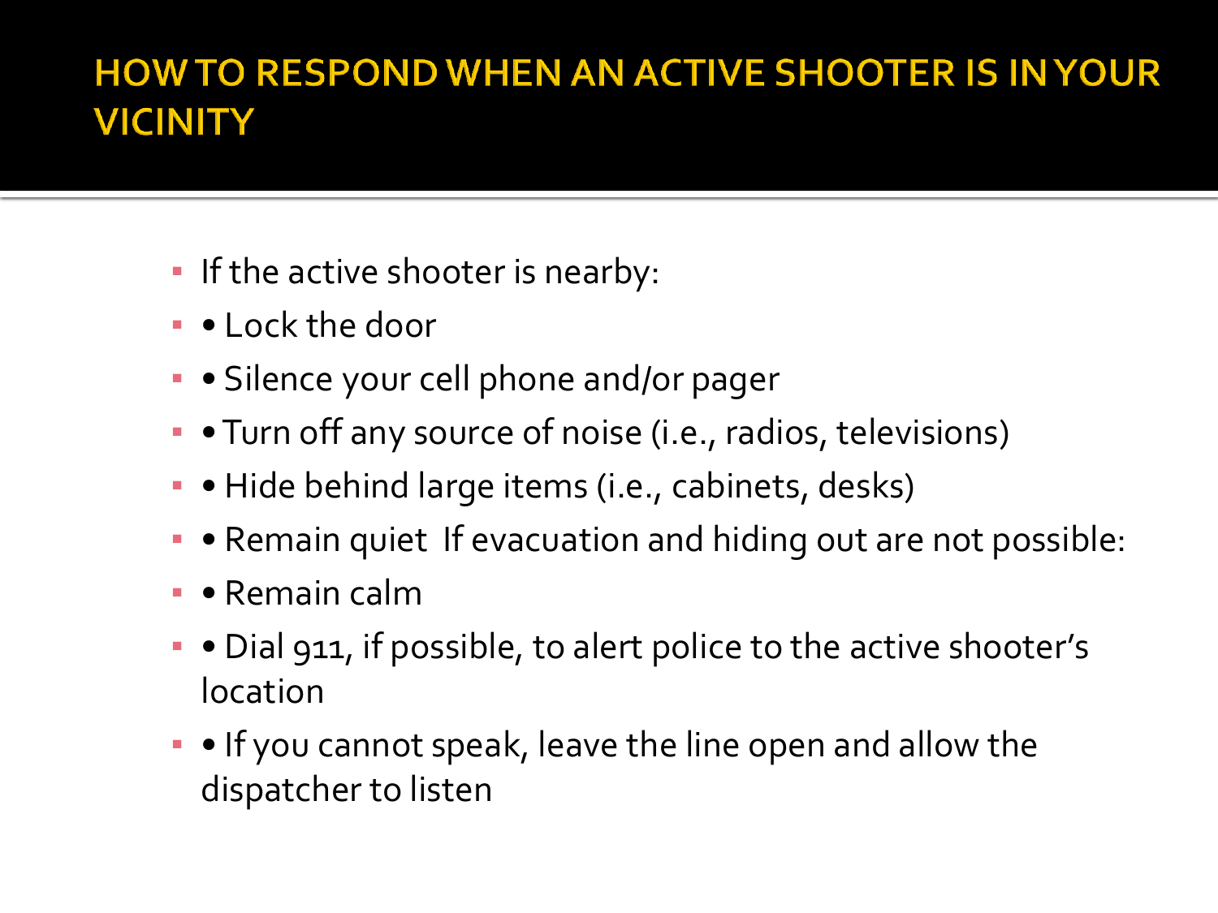# HOW TO RESPOND WHEN AN ACTIVE SHOOTER IS IN YOUR VICINITY

- If the active shooter is nearby:
- • Lock the door
- • Silence your cell phone and/or pager
- • Turn off any source of noise (i.e., radios, televisions)
- • Hide behind large items (i.e., cabinets, desks)
- • Remain quiet  If evacuation and hiding out are not possible:
- • Remain calm
- • Dial 911, if possible, to alert police to the active shooter's location
- • If you cannot speak, leave the line open and allow the dispatcher to listen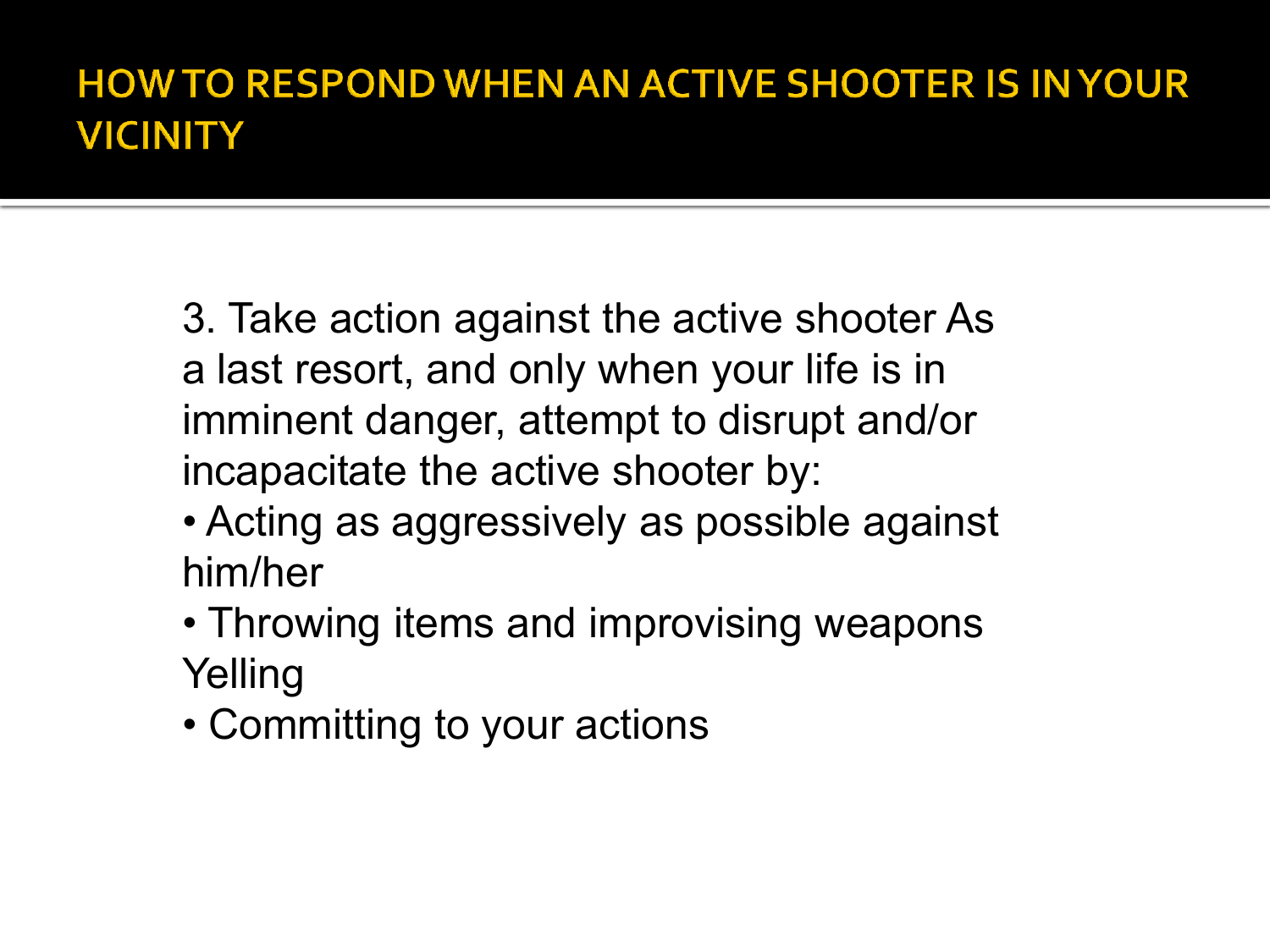# HOW TO RESPOND WHEN AN ACTIVE SHOOTER IS IN YOUR VICINITY

3. Take action against the active shooter As a last resort, and only when your life is in imminent danger, attempt to disrupt and/or incapacitate the active shooter by:

- Acting as aggressively as possible against him/her
- Throwing items and improvising weapons Yelling
- Committing to your actions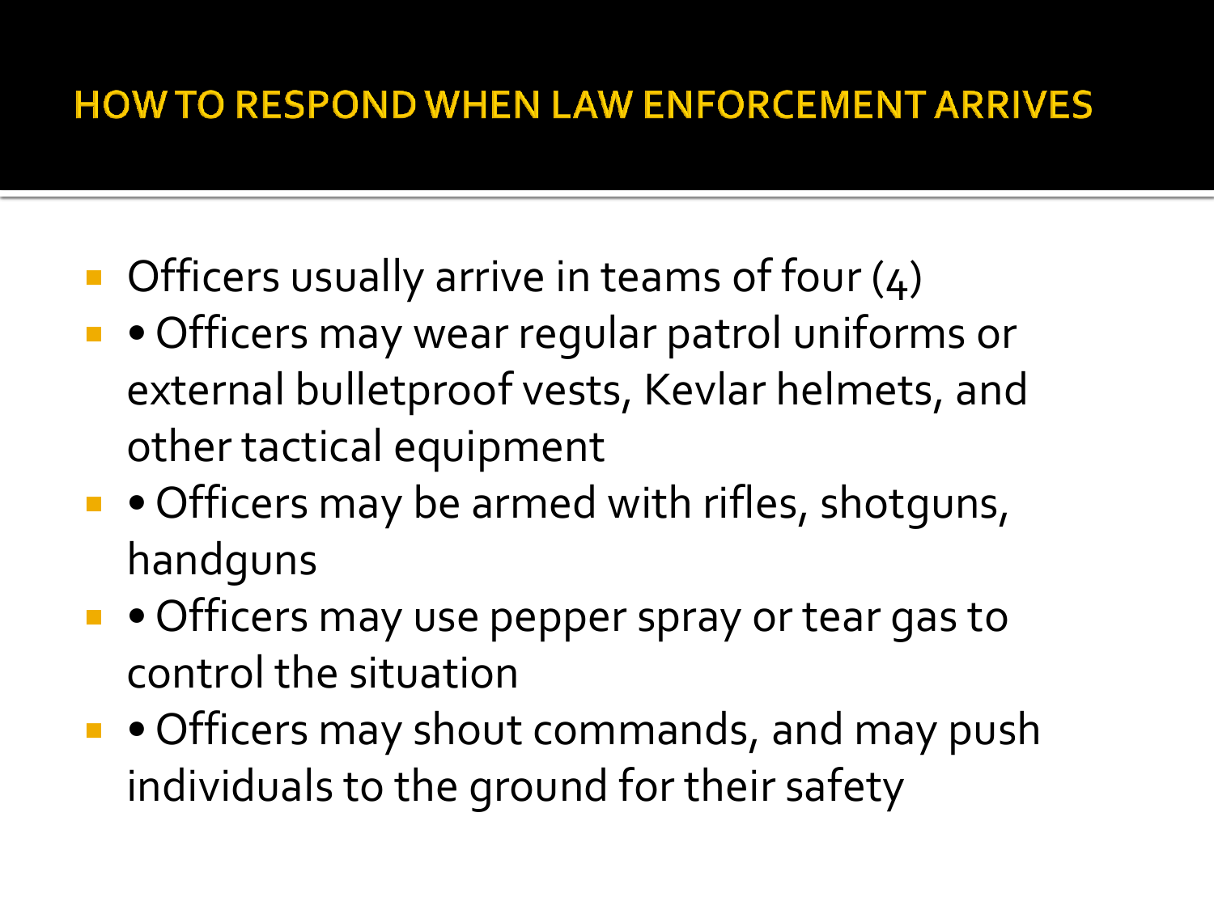## HOW TO RESPOND WHEN LAW ENFORCEMENT ARRIVES

- Officers usually arrive in teams of four (4)
- • Officers may wear regular patrol uniforms or external bulletproof vests, Kevlar helmets, and other tactical equipment
- • Officers may be armed with rifles, shotguns, handguns
- • Officers may use pepper spray or tear gas to control the situation
- • Officers may shout commands, and may push individuals to the ground for their safety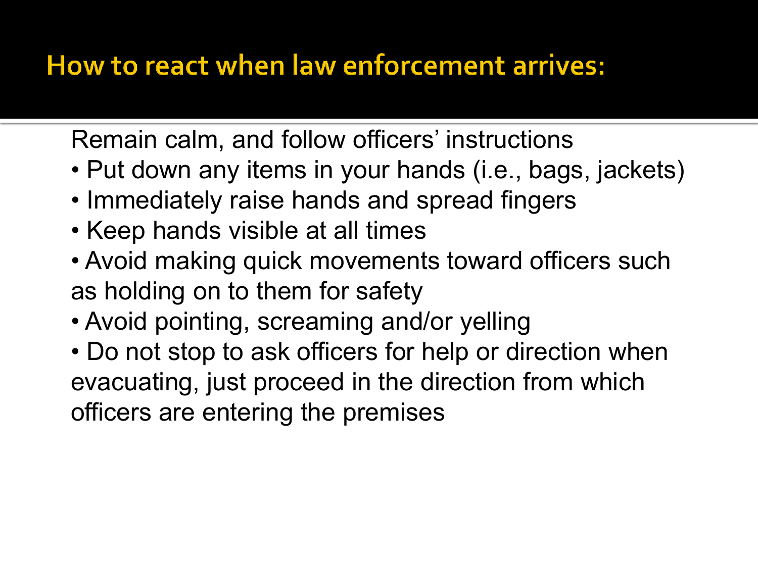## How to react when law enforcement arrives:

Remain calm, and follow officers' instructions

- Put down any items in your hands (i.e., bags, jackets)
- Immediately raise hands and spread fingers
- Keep hands visible at all times
- Avoid making quick movements toward officers such as holding on to them for safety
- Avoid pointing, screaming and/or yelling
- Do not stop to ask officers for help or direction when evacuating, just proceed in the direction from which officers are entering the premises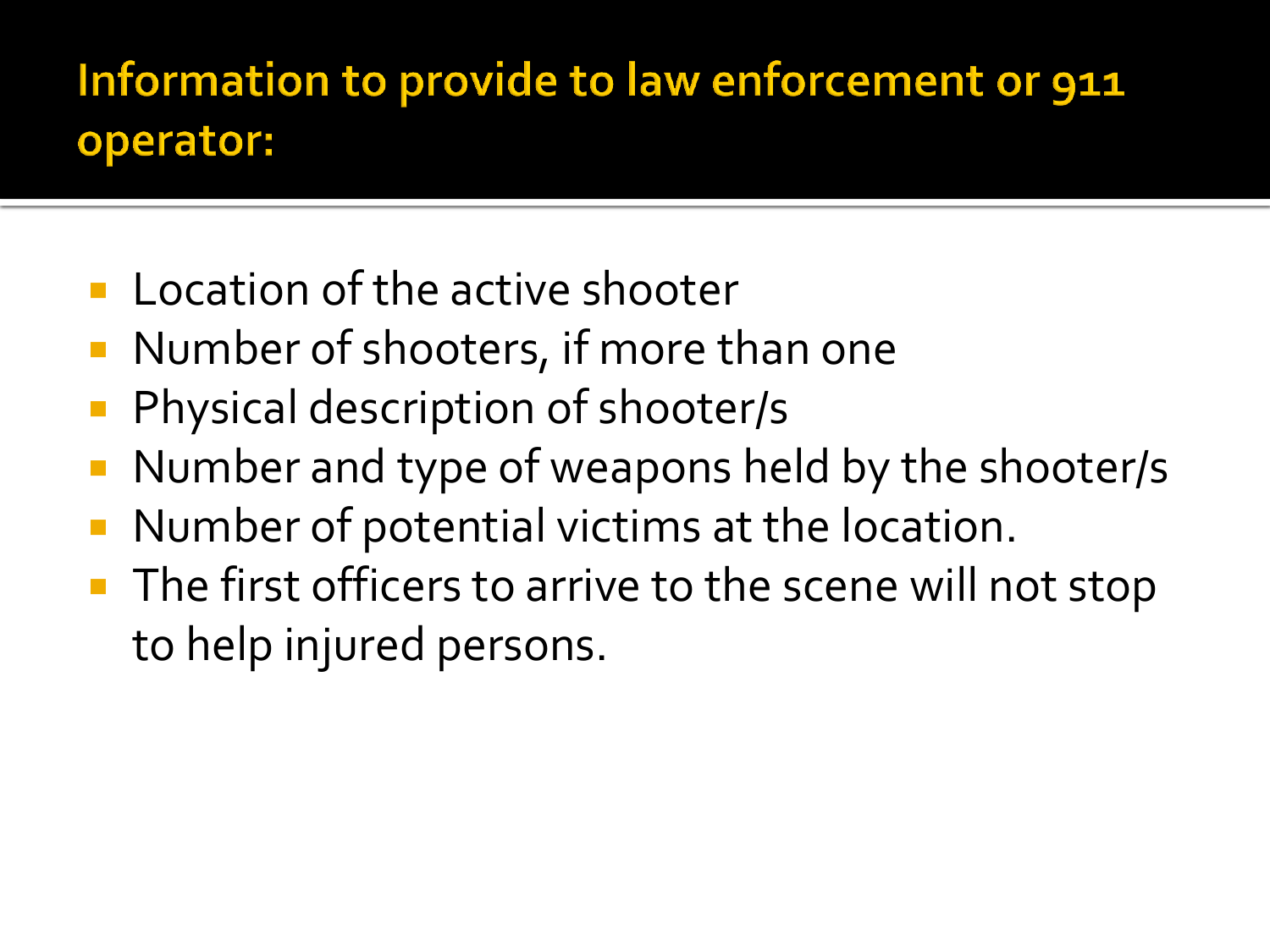## Information to provide to law enforcement or 911 operator:

- Location of the active shooter
- Number of shooters, if more than one
- Physical description of shooter/s
- Number and type of weapons held by the shooter/s
- Number of potential victims at the location.
- The first officers to arrive to the scene will not stop to help injured persons.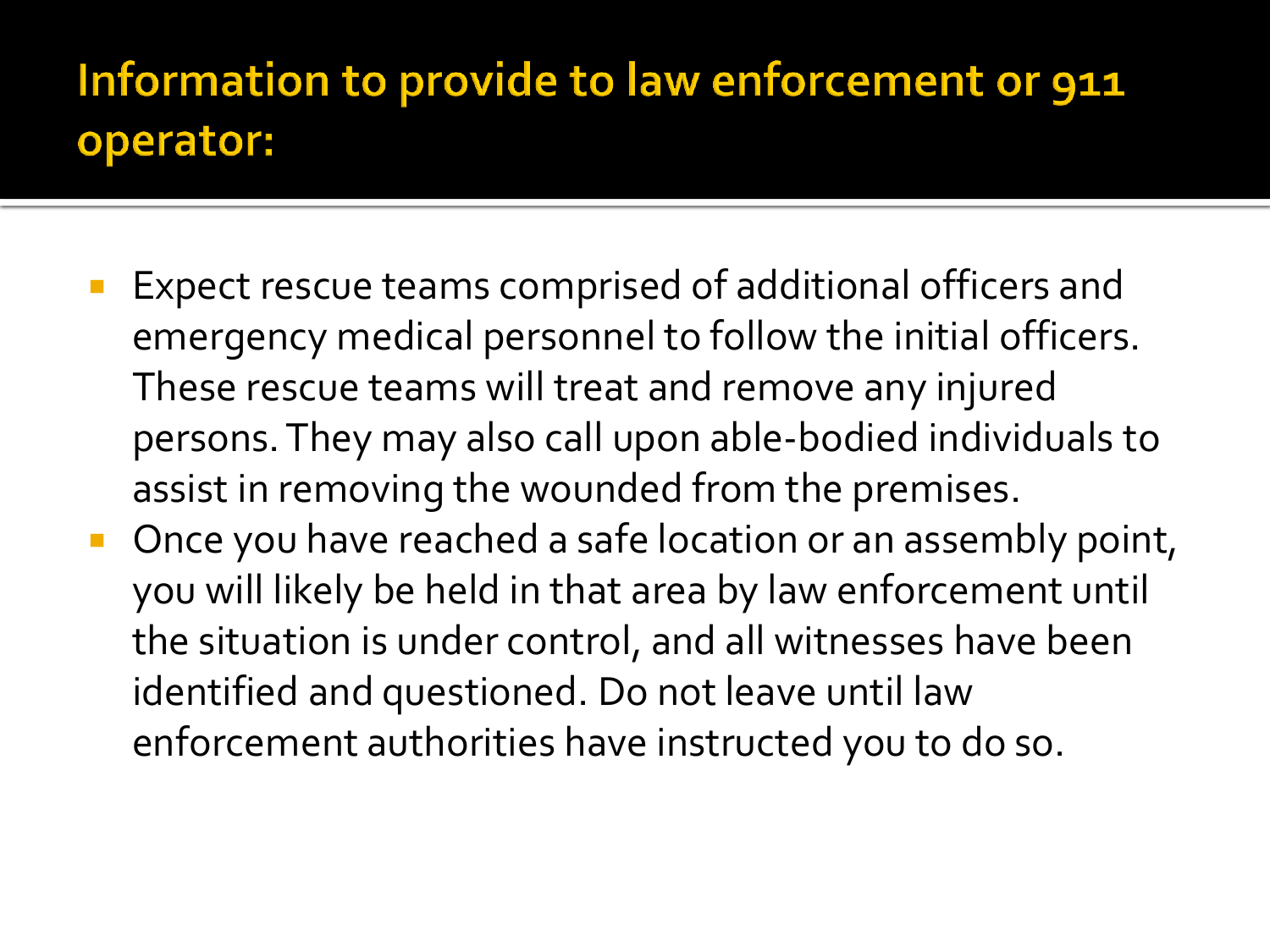## Information to provide to law enforcement or 911 operator:

- Expect rescue teams comprised of additional officers and emergency medical personnel to follow the initial officers. These rescue teams will treat and remove any injured persons. They may also call upon able-bodied individuals to assist in removing the wounded from the premises.
- Once you have reached a safe location or an assembly point, you will likely be held in that area by law enforcement until the situation is under control, and all witnesses have been identified and questioned. Do not leave until law enforcement authorities have instructed you to do so.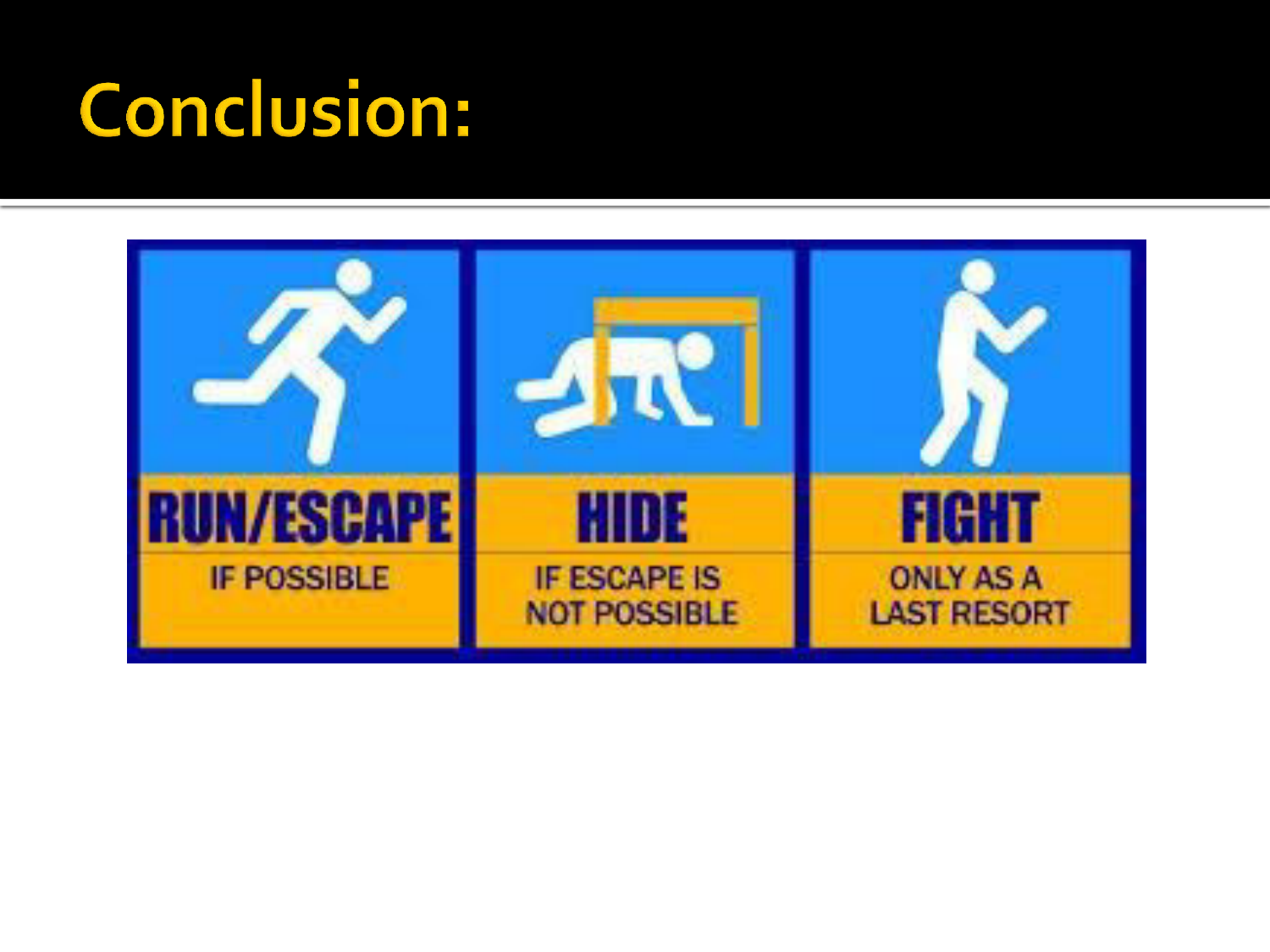# Conclusion:

| RUN/ESCAPE | HIDE | FIGHT |
| --- | --- | --- |
| IF POSSIBLE | IF ESCAPE IS NOT POSSIBLE | ONLY AS A LAST RESORT |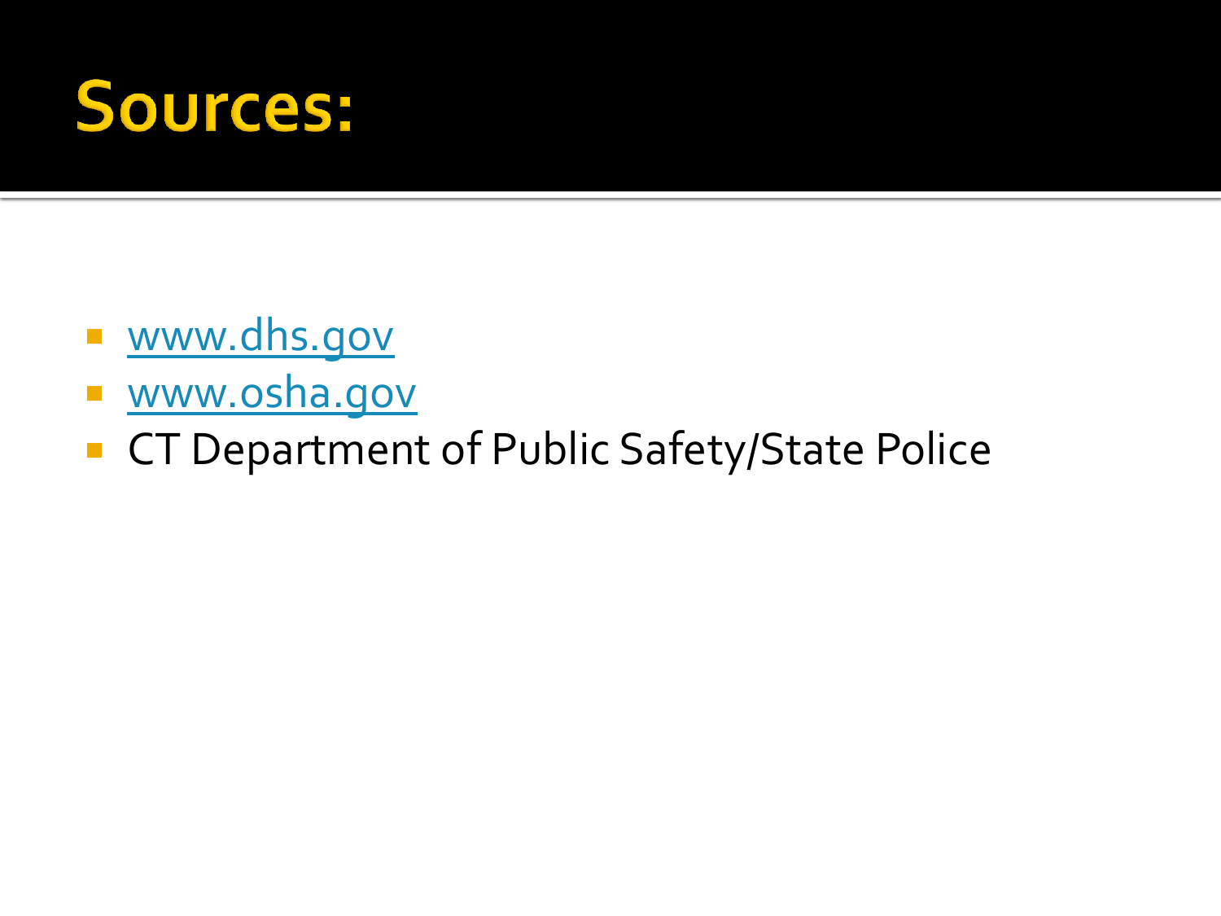# Sources:

- www.dhs.gov
- www.osha.gov
- CT Department of Public Safety/State Police